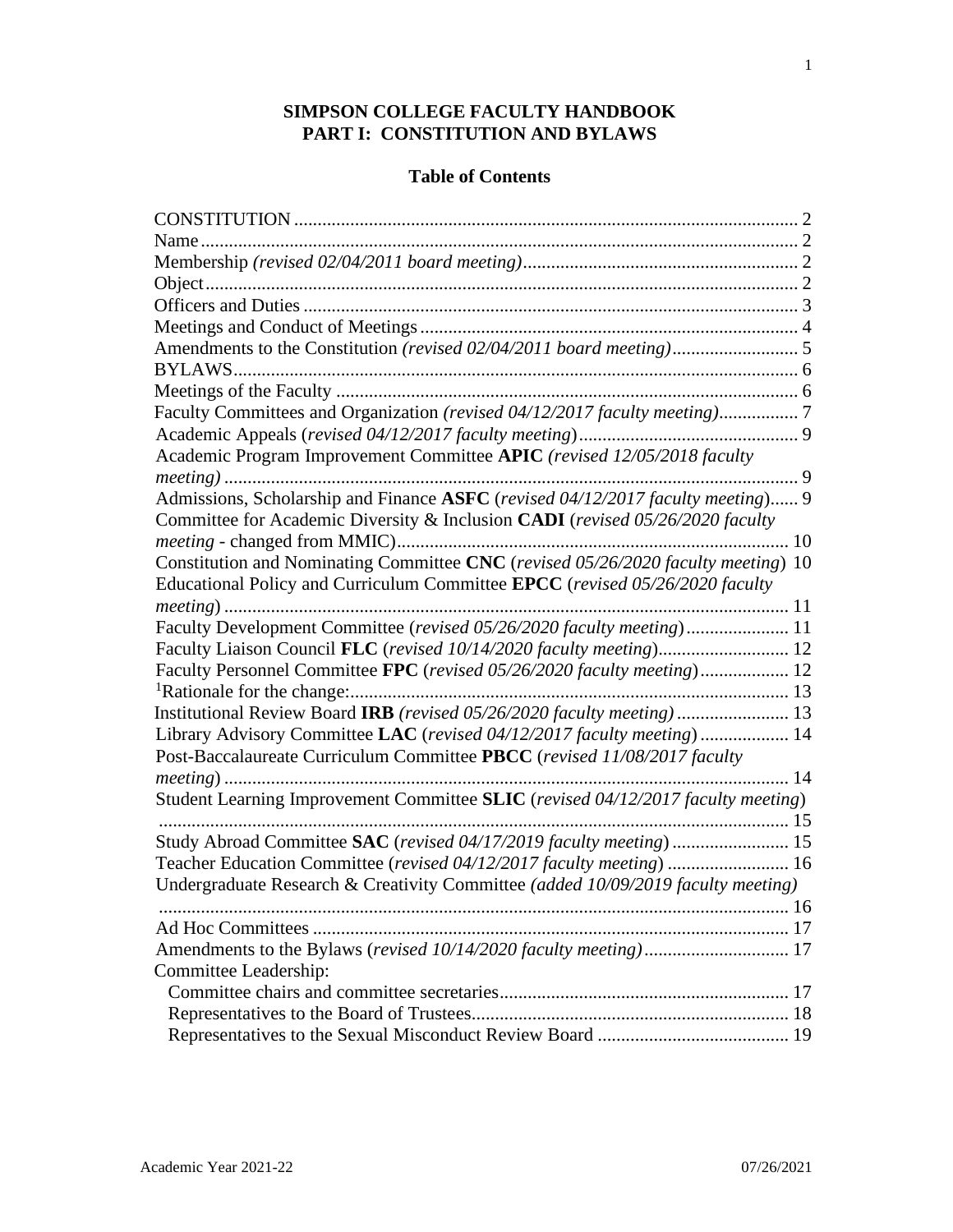# SIMPSON COLLEGE FACULTY HANDBOOK
# PART I: CONSTITUTION AND BYLAWS

## Table of Contents

CONSTITUTION ........ 2
Name ........ 2
Membership *(revised 02/04/2011 board meeting)* ........ 2
Object ........ 2
Officers and Duties ........ 3
Meetings and Conduct of Meetings ........ 4
Amendments to the Constitution *(revised 02/04/2011 board meeting)* ........ 5
BYLAWS ........ 6
Meetings of the Faculty ........ 6
Faculty Committees and Organization *(revised 04/12/2017 faculty meeting)* ........ 7
Academic Appeals (*revised 04/12/2017 faculty meeting*) ........ 9
Academic Program Improvement Committee **APIC** *(revised 12/05/2018 faculty meeting)* ........ 9
Admissions, Scholarship and Finance **ASFC** (*revised 04/12/2017 faculty meeting*) ........ 9
Committee for Academic Diversity & Inclusion **CADI** (*revised 05/26/2020 faculty meeting* - changed from MMIC) ........ 10
Constitution and Nominating Committee **CNC** (*revised 05/26/2020 faculty meeting*) 10
Educational Policy and Curriculum Committee **EPCC** (*revised 05/26/2020 faculty meeting*) ........ 11
Faculty Development Committee (*revised 05/26/2020 faculty meeting*) ........ 11
Faculty Liaison Council **FLC** (*revised 10/14/2020 faculty meeting*) ........ 12
Faculty Personnel Committee **FPC** (*revised 05/26/2020 faculty meeting*) ........ 12
[1]Rationale for the change: ........ 13
Institutional Review Board **IRB** *(revised 05/26/2020 faculty meeting)* ........ 13
Library Advisory Committee **LAC** (*revised 04/12/2017 faculty meeting*) ........ 14
Post-Baccalaureate Curriculum Committee **PBCC** (*revised 11/08/2017 faculty meeting*) ........ 14
Student Learning Improvement Committee **SLIC** (*revised 04/12/2017 faculty meeting*) ........ 15
Study Abroad Committee **SAC** (*revised 04/17/2019 faculty meeting*) ........ 15
Teacher Education Committee (*revised 04/12/2017 faculty meeting*) ........ 16
Undergraduate Research & Creativity Committee *(added 10/09/2019 faculty meeting)* ........ 16
Ad Hoc Committees ........ 17
Amendments to the Bylaws (*revised 10/14/2020 faculty meeting*) ........ 17
Committee Leadership:
- Committee chairs and committee secretaries ........ 17
- Representatives to the Board of Trustees ........ 18
- Representatives to the Sexual Misconduct Review Board ........ 19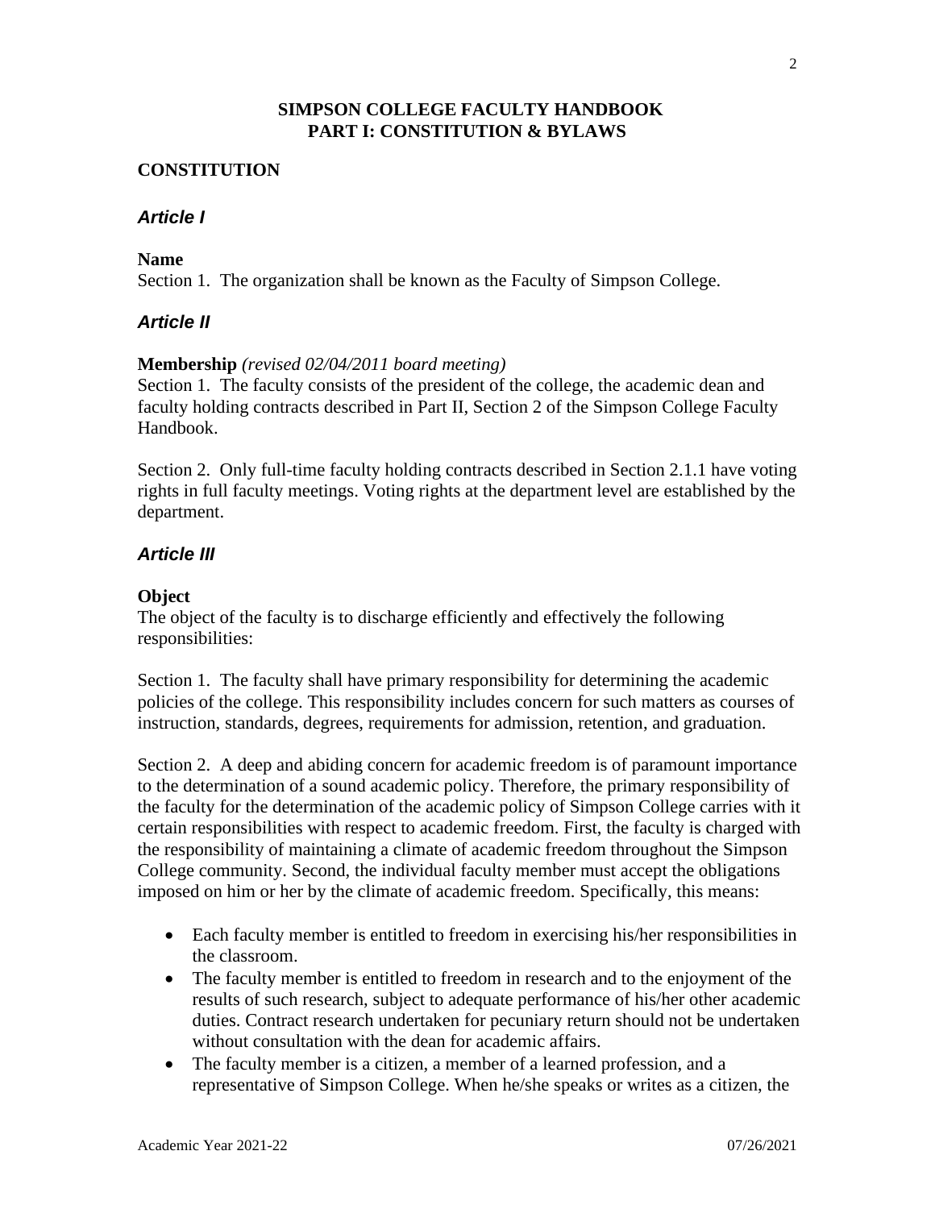# SIMPSON COLLEGE FACULTY HANDBOOK
# PART I: CONSTITUTION & BYLAWS

## CONSTITUTION

### *Article I*

**Name**

Section 1. The organization shall be known as the Faculty of Simpson College.

### *Article II*

**Membership** *(revised 02/04/2011 board meeting)*

Section 1. The faculty consists of the president of the college, the academic dean and faculty holding contracts described in Part II, Section 2 of the Simpson College Faculty Handbook.

Section 2. Only full-time faculty holding contracts described in Section 2.1.1 have voting rights in full faculty meetings. Voting rights at the department level are established by the department.

### *Article III*

**Object**

The object of the faculty is to discharge efficiently and effectively the following responsibilities:

Section 1. The faculty shall have primary responsibility for determining the academic policies of the college. This responsibility includes concern for such matters as courses of instruction, standards, degrees, requirements for admission, retention, and graduation.

Section 2. A deep and abiding concern for academic freedom is of paramount importance to the determination of a sound academic policy. Therefore, the primary responsibility of the faculty for the determination of the academic policy of Simpson College carries with it certain responsibilities with respect to academic freedom. First, the faculty is charged with the responsibility of maintaining a climate of academic freedom throughout the Simpson College community. Second, the individual faculty member must accept the obligations imposed on him or her by the climate of academic freedom. Specifically, this means:

- Each faculty member is entitled to freedom in exercising his/her responsibilities in the classroom.
- The faculty member is entitled to freedom in research and to the enjoyment of the results of such research, subject to adequate performance of his/her other academic duties. Contract research undertaken for pecuniary return should not be undertaken without consultation with the dean for academic affairs.
- The faculty member is a citizen, a member of a learned profession, and a representative of Simpson College. When he/she speaks or writes as a citizen, the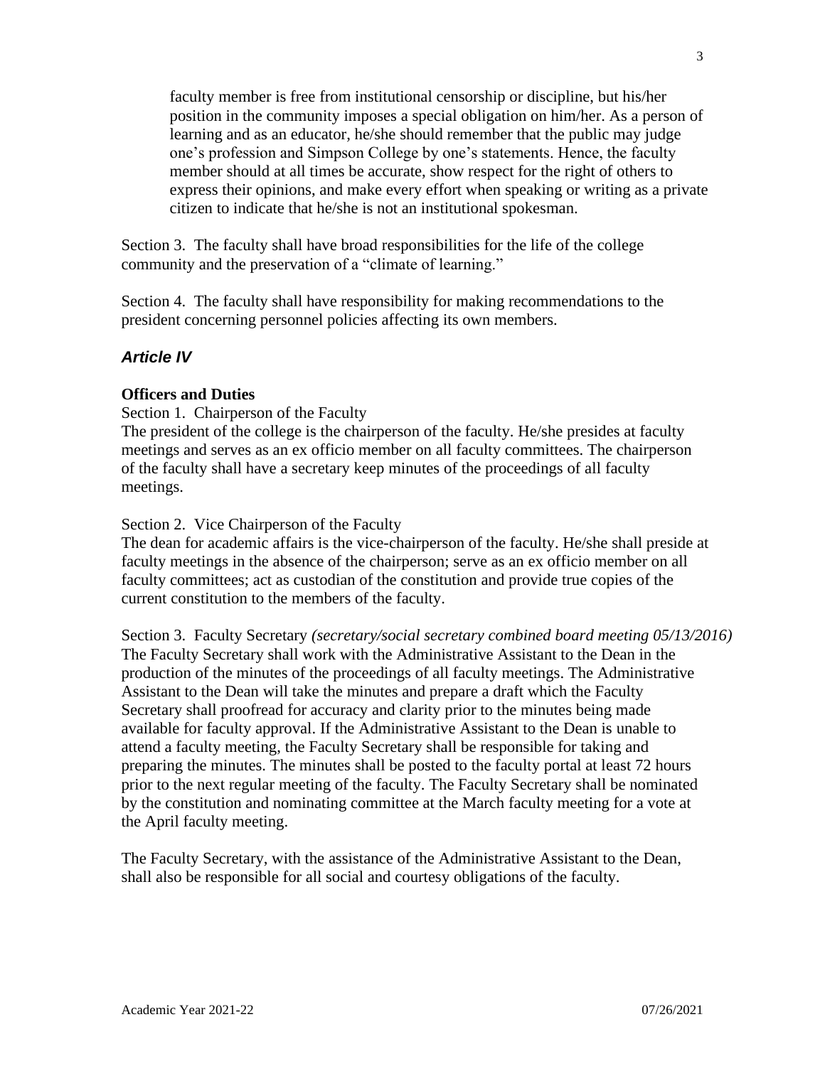faculty member is free from institutional censorship or discipline, but his/her position in the community imposes a special obligation on him/her. As a person of learning and as an educator, he/she should remember that the public may judge one's profession and Simpson College by one's statements. Hence, the faculty member should at all times be accurate, show respect for the right of others to express their opinions, and make every effort when speaking or writing as a private citizen to indicate that he/she is not an institutional spokesman.

Section 3. The faculty shall have broad responsibilities for the life of the college community and the preservation of a "climate of learning."

Section 4. The faculty shall have responsibility for making recommendations to the president concerning personnel policies affecting its own members.

## *Article IV*

### Officers and Duties

Section 1. Chairperson of the Faculty
The president of the college is the chairperson of the faculty. He/she presides at faculty meetings and serves as an ex officio member on all faculty committees. The chairperson of the faculty shall have a secretary keep minutes of the proceedings of all faculty meetings.

Section 2. Vice Chairperson of the Faculty
The dean for academic affairs is the vice-chairperson of the faculty. He/she shall preside at faculty meetings in the absence of the chairperson; serve as an ex officio member on all faculty committees; act as custodian of the constitution and provide true copies of the current constitution to the members of the faculty.

Section 3. Faculty Secretary *(secretary/social secretary combined board meeting 05/13/2016)*
The Faculty Secretary shall work with the Administrative Assistant to the Dean in the production of the minutes of the proceedings of all faculty meetings. The Administrative Assistant to the Dean will take the minutes and prepare a draft which the Faculty Secretary shall proofread for accuracy and clarity prior to the minutes being made available for faculty approval. If the Administrative Assistant to the Dean is unable to attend a faculty meeting, the Faculty Secretary shall be responsible for taking and preparing the minutes. The minutes shall be posted to the faculty portal at least 72 hours prior to the next regular meeting of the faculty. The Faculty Secretary shall be nominated by the constitution and nominating committee at the March faculty meeting for a vote at the April faculty meeting.

The Faculty Secretary, with the assistance of the Administrative Assistant to the Dean, shall also be responsible for all social and courtesy obligations of the faculty.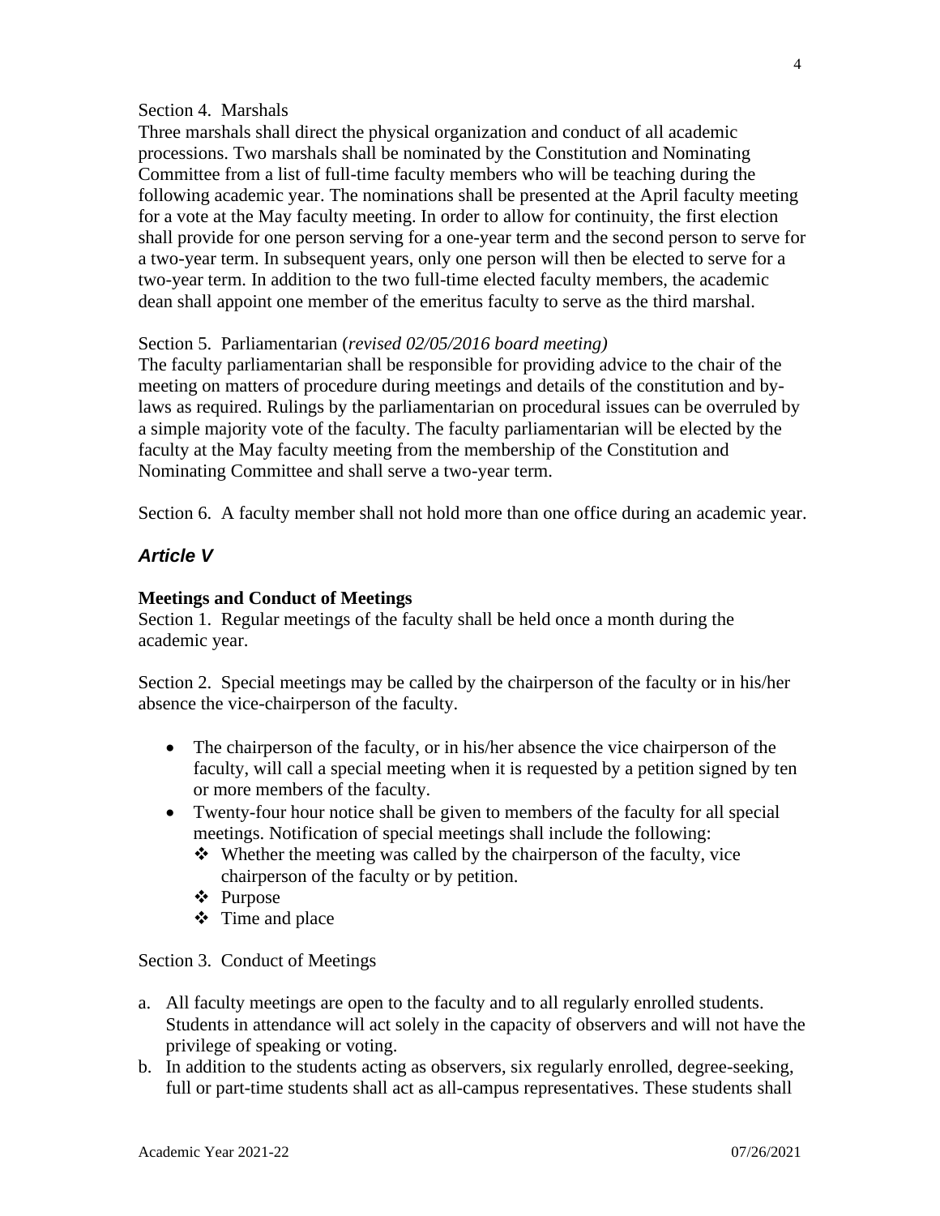Section 4. Marshals

Three marshals shall direct the physical organization and conduct of all academic processions. Two marshals shall be nominated by the Constitution and Nominating Committee from a list of full-time faculty members who will be teaching during the following academic year. The nominations shall be presented at the April faculty meeting for a vote at the May faculty meeting. In order to allow for continuity, the first election shall provide for one person serving for a one-year term and the second person to serve for a two-year term. In subsequent years, only one person will then be elected to serve for a two-year term. In addition to the two full-time elected faculty members, the academic dean shall appoint one member of the emeritus faculty to serve as the third marshal.

Section 5. Parliamentarian (*revised 02/05/2016 board meeting)*

The faculty parliamentarian shall be responsible for providing advice to the chair of the meeting on matters of procedure during meetings and details of the constitution and by-laws as required. Rulings by the parliamentarian on procedural issues can be overruled by a simple majority vote of the faculty. The faculty parliamentarian will be elected by the faculty at the May faculty meeting from the membership of the Constitution and Nominating Committee and shall serve a two-year term.

Section 6. A faculty member shall not hold more than one office during an academic year.

## *Article V*

**Meetings and Conduct of Meetings**

Section 1. Regular meetings of the faculty shall be held once a month during the academic year.

Section 2. Special meetings may be called by the chairperson of the faculty or in his/her absence the vice-chairperson of the faculty.

- The chairperson of the faculty, or in his/her absence the vice chairperson of the faculty, will call a special meeting when it is requested by a petition signed by ten or more members of the faculty.
- Twenty-four hour notice shall be given to members of the faculty for all special meetings. Notification of special meetings shall include the following:
  - Whether the meeting was called by the chairperson of the faculty, vice chairperson of the faculty or by petition.
  - Purpose
  - Time and place

Section 3. Conduct of Meetings

a. All faculty meetings are open to the faculty and to all regularly enrolled students. Students in attendance will act solely in the capacity of observers and will not have the privilege of speaking or voting.
b. In addition to the students acting as observers, six regularly enrolled, degree-seeking, full or part-time students shall act as all-campus representatives. These students shall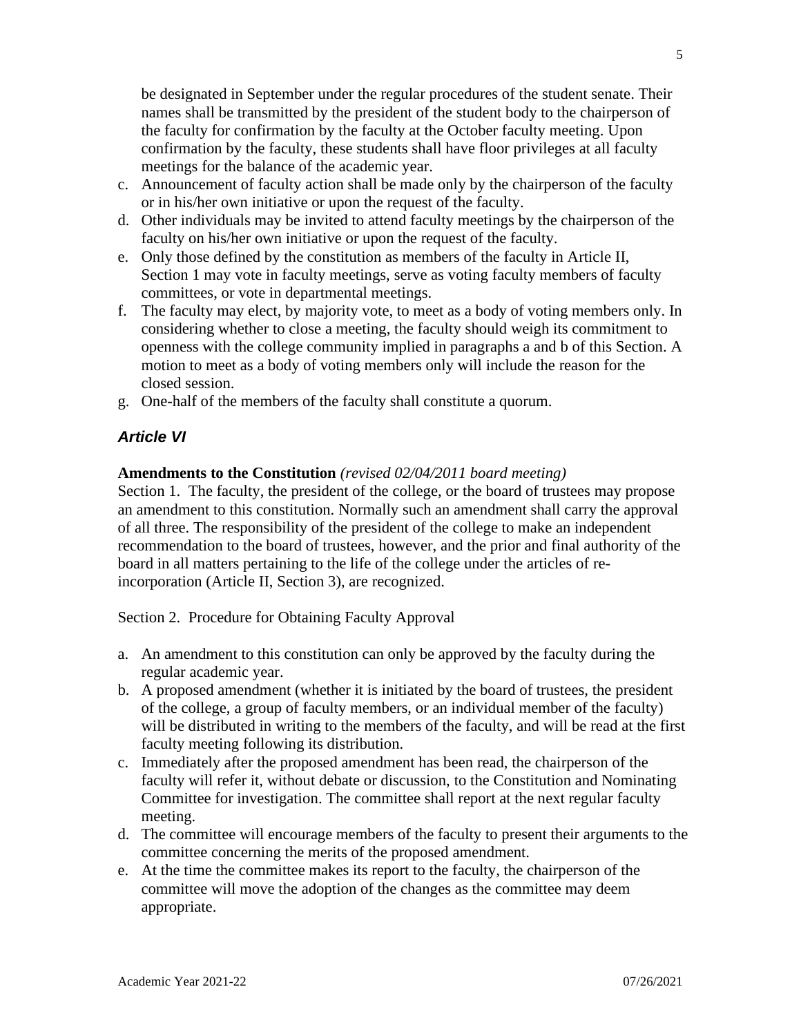be designated in September under the regular procedures of the student senate. Their names shall be transmitted by the president of the student body to the chairperson of the faculty for confirmation by the faculty at the October faculty meeting. Upon confirmation by the faculty, these students shall have floor privileges at all faculty meetings for the balance of the academic year.

c. Announcement of faculty action shall be made only by the chairperson of the faculty or in his/her own initiative or upon the request of the faculty.
d. Other individuals may be invited to attend faculty meetings by the chairperson of the faculty on his/her own initiative or upon the request of the faculty.
e. Only those defined by the constitution as members of the faculty in Article II, Section 1 may vote in faculty meetings, serve as voting faculty members of faculty committees, or vote in departmental meetings.
f. The faculty may elect, by majority vote, to meet as a body of voting members only. In considering whether to close a meeting, the faculty should weigh its commitment to openness with the college community implied in paragraphs a and b of this Section. A motion to meet as a body of voting members only will include the reason for the closed session.
g. One-half of the members of the faculty shall constitute a quorum.

## *Article VI*

**Amendments to the Constitution** *(revised 02/04/2011 board meeting)*

Section 1. The faculty, the president of the college, or the board of trustees may propose an amendment to this constitution. Normally such an amendment shall carry the approval of all three. The responsibility of the president of the college to make an independent recommendation to the board of trustees, however, and the prior and final authority of the board in all matters pertaining to the life of the college under the articles of re-incorporation (Article II, Section 3), are recognized.

Section 2. Procedure for Obtaining Faculty Approval

a. An amendment to this constitution can only be approved by the faculty during the regular academic year.
b. A proposed amendment (whether it is initiated by the board of trustees, the president of the college, a group of faculty members, or an individual member of the faculty) will be distributed in writing to the members of the faculty, and will be read at the first faculty meeting following its distribution.
c. Immediately after the proposed amendment has been read, the chairperson of the faculty will refer it, without debate or discussion, to the Constitution and Nominating Committee for investigation. The committee shall report at the next regular faculty meeting.
d. The committee will encourage members of the faculty to present their arguments to the committee concerning the merits of the proposed amendment.
e. At the time the committee makes its report to the faculty, the chairperson of the committee will move the adoption of the changes as the committee may deem appropriate.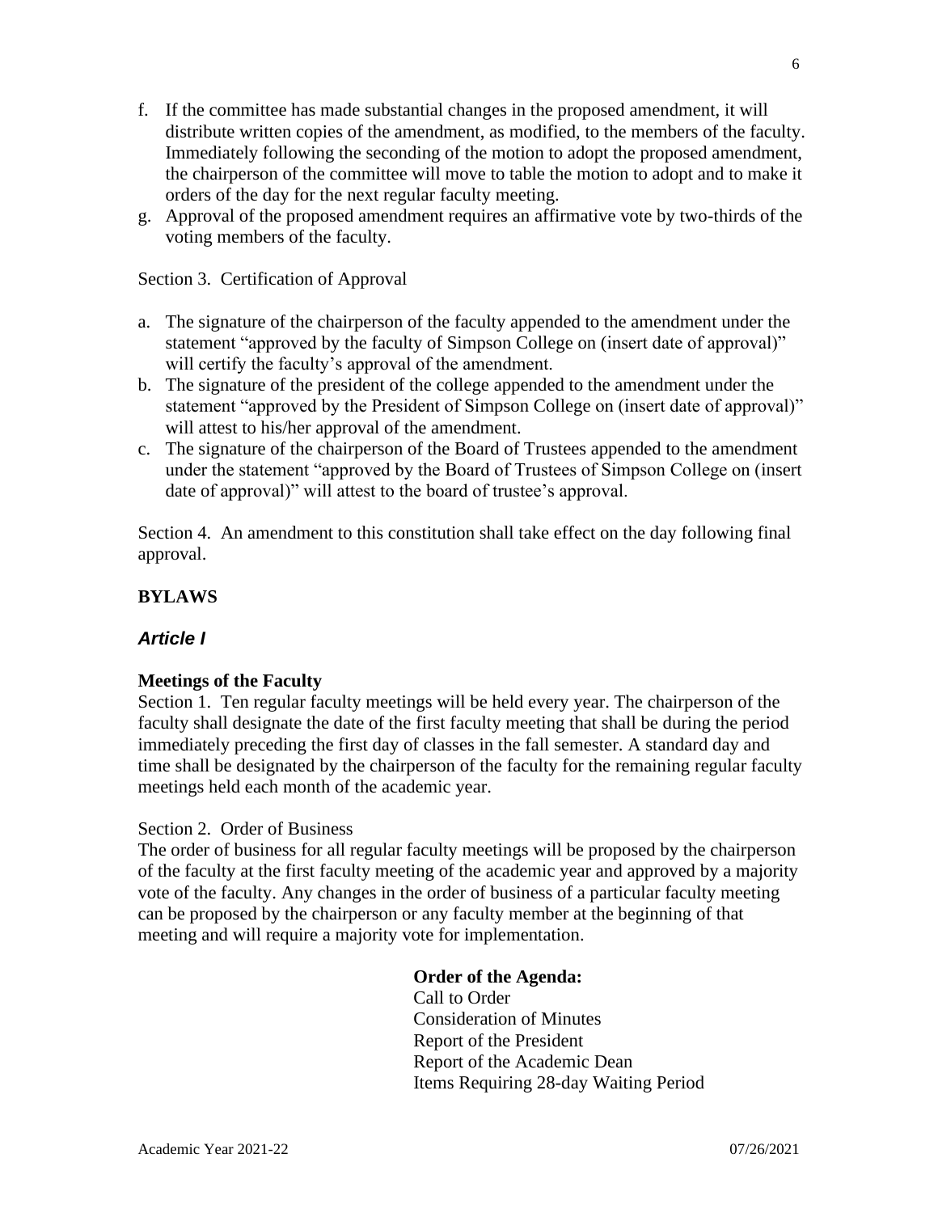f. If the committee has made substantial changes in the proposed amendment, it will distribute written copies of the amendment, as modified, to the members of the faculty. Immediately following the seconding of the motion to adopt the proposed amendment, the chairperson of the committee will move to table the motion to adopt and to make it orders of the day for the next regular faculty meeting.
g. Approval of the proposed amendment requires an affirmative vote by two-thirds of the voting members of the faculty.

Section 3. Certification of Approval

a. The signature of the chairperson of the faculty appended to the amendment under the statement "approved by the faculty of Simpson College on (insert date of approval)" will certify the faculty's approval of the amendment.
b. The signature of the president of the college appended to the amendment under the statement "approved by the President of Simpson College on (insert date of approval)" will attest to his/her approval of the amendment.
c. The signature of the chairperson of the Board of Trustees appended to the amendment under the statement "approved by the Board of Trustees of Simpson College on (insert date of approval)" will attest to the board of trustee's approval.

Section 4. An amendment to this constitution shall take effect on the day following final approval.

## BYLAWS

### *Article I*

**Meetings of the Faculty**

Section 1. Ten regular faculty meetings will be held every year. The chairperson of the faculty shall designate the date of the first faculty meeting that shall be during the period immediately preceding the first day of classes in the fall semester. A standard day and time shall be designated by the chairperson of the faculty for the remaining regular faculty meetings held each month of the academic year.

Section 2. Order of Business

The order of business for all regular faculty meetings will be proposed by the chairperson of the faculty at the first faculty meeting of the academic year and approved by a majority vote of the faculty. Any changes in the order of business of a particular faculty meeting can be proposed by the chairperson or any faculty member at the beginning of that meeting and will require a majority vote for implementation.

**Order of the Agenda:**

Call to Order
Consideration of Minutes
Report of the President
Report of the Academic Dean
Items Requiring 28-day Waiting Period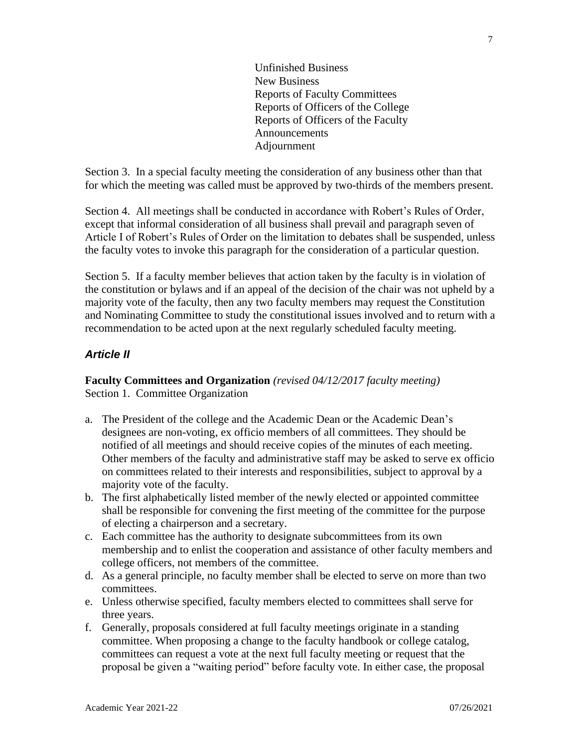Unfinished Business
New Business
Reports of Faculty Committees
Reports of Officers of the College
Reports of Officers of the Faculty
Announcements
Adjournment

Section 3. In a special faculty meeting the consideration of any business other than that for which the meeting was called must be approved by two-thirds of the members present.

Section 4. All meetings shall be conducted in accordance with Robert's Rules of Order, except that informal consideration of all business shall prevail and paragraph seven of Article I of Robert's Rules of Order on the limitation to debates shall be suspended, unless the faculty votes to invoke this paragraph for the consideration of a particular question.

Section 5. If a faculty member believes that action taken by the faculty is in violation of the constitution or bylaws and if an appeal of the decision of the chair was not upheld by a majority vote of the faculty, then any two faculty members may request the Constitution and Nominating Committee to study the constitutional issues involved and to return with a recommendation to be acted upon at the next regularly scheduled faculty meeting.

## *Article II*

**Faculty Committees and Organization** *(revised 04/12/2017 faculty meeting)*
Section 1. Committee Organization

a. The President of the college and the Academic Dean or the Academic Dean's designees are non-voting, ex officio members of all committees. They should be notified of all meetings and should receive copies of the minutes of each meeting. Other members of the faculty and administrative staff may be asked to serve ex officio on committees related to their interests and responsibilities, subject to approval by a majority vote of the faculty.
b. The first alphabetically listed member of the newly elected or appointed committee shall be responsible for convening the first meeting of the committee for the purpose of electing a chairperson and a secretary.
c. Each committee has the authority to designate subcommittees from its own membership and to enlist the cooperation and assistance of other faculty members and college officers, not members of the committee.
d. As a general principle, no faculty member shall be elected to serve on more than two committees.
e. Unless otherwise specified, faculty members elected to committees shall serve for three years.
f. Generally, proposals considered at full faculty meetings originate in a standing committee. When proposing a change to the faculty handbook or college catalog, committees can request a vote at the next full faculty meeting or request that the proposal be given a "waiting period" before faculty vote. In either case, the proposal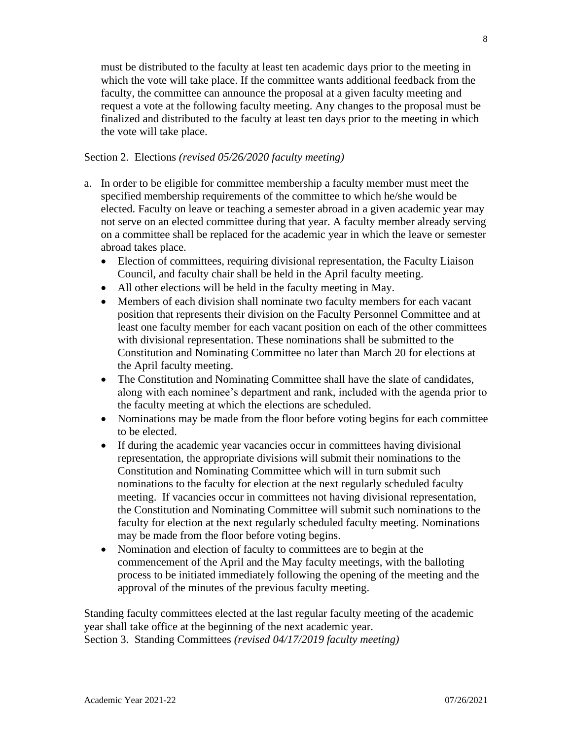must be distributed to the faculty at least ten academic days prior to the meeting in which the vote will take place. If the committee wants additional feedback from the faculty, the committee can announce the proposal at a given faculty meeting and request a vote at the following faculty meeting. Any changes to the proposal must be finalized and distributed to the faculty at least ten days prior to the meeting in which the vote will take place.

Section 2. Elections *(revised 05/26/2020 faculty meeting)*

a. In order to be eligible for committee membership a faculty member must meet the specified membership requirements of the committee to which he/she would be elected. Faculty on leave or teaching a semester abroad in a given academic year may not serve on an elected committee during that year. A faculty member already serving on a committee shall be replaced for the academic year in which the leave or semester abroad takes place.
   - Election of committees, requiring divisional representation, the Faculty Liaison Council, and faculty chair shall be held in the April faculty meeting.
   - All other elections will be held in the faculty meeting in May.
   - Members of each division shall nominate two faculty members for each vacant position that represents their division on the Faculty Personnel Committee and at least one faculty member for each vacant position on each of the other committees with divisional representation. These nominations shall be submitted to the Constitution and Nominating Committee no later than March 20 for elections at the April faculty meeting.
   - The Constitution and Nominating Committee shall have the slate of candidates, along with each nominee's department and rank, included with the agenda prior to the faculty meeting at which the elections are scheduled.
   - Nominations may be made from the floor before voting begins for each committee to be elected.
   - If during the academic year vacancies occur in committees having divisional representation, the appropriate divisions will submit their nominations to the Constitution and Nominating Committee which will in turn submit such nominations to the faculty for election at the next regularly scheduled faculty meeting. If vacancies occur in committees not having divisional representation, the Constitution and Nominating Committee will submit such nominations to the faculty for election at the next regularly scheduled faculty meeting. Nominations may be made from the floor before voting begins.
   - Nomination and election of faculty to committees are to begin at the commencement of the April and the May faculty meetings, with the balloting process to be initiated immediately following the opening of the meeting and the approval of the minutes of the previous faculty meeting.

Standing faculty committees elected at the last regular faculty meeting of the academic year shall take office at the beginning of the next academic year.

Section 3. Standing Committees *(revised 04/17/2019 faculty meeting)*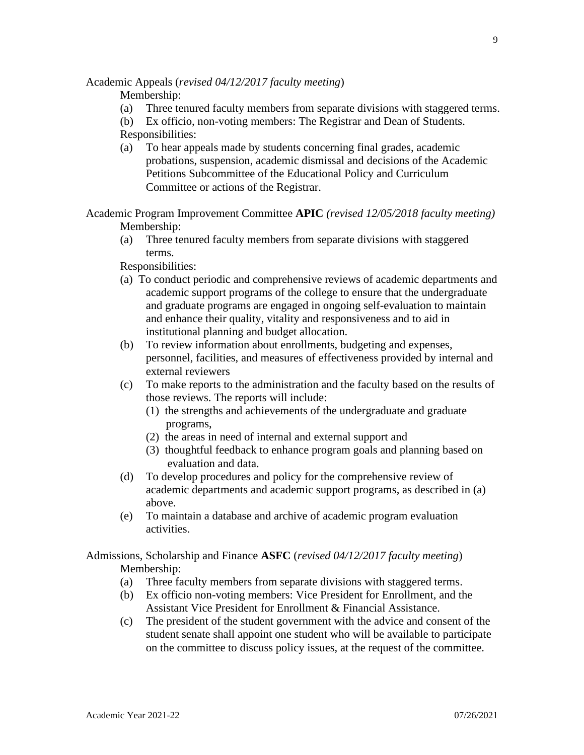Academic Appeals (*revised 04/12/2017 faculty meeting*)

Membership:

(a) Three tenured faculty members from separate divisions with staggered terms.

(b) Ex officio, non-voting members: The Registrar and Dean of Students.

Responsibilities:

(a) To hear appeals made by students concerning final grades, academic probations, suspension, academic dismissal and decisions of the Academic Petitions Subcommittee of the Educational Policy and Curriculum Committee or actions of the Registrar.

Academic Program Improvement Committee **APIC** *(revised 12/05/2018 faculty meeting)*

Membership:

(a) Three tenured faculty members from separate divisions with staggered terms.

Responsibilities:

(a) To conduct periodic and comprehensive reviews of academic departments and academic support programs of the college to ensure that the undergraduate and graduate programs are engaged in ongoing self-evaluation to maintain and enhance their quality, vitality and responsiveness and to aid in institutional planning and budget allocation.

(b) To review information about enrollments, budgeting and expenses, personnel, facilities, and measures of effectiveness provided by internal and external reviewers

(c) To make reports to the administration and the faculty based on the results of those reviews. The reports will include:

(1) the strengths and achievements of the undergraduate and graduate programs,

(2) the areas in need of internal and external support and

(3) thoughtful feedback to enhance program goals and planning based on evaluation and data.

(d) To develop procedures and policy for the comprehensive review of academic departments and academic support programs, as described in (a) above.

(e) To maintain a database and archive of academic program evaluation activities.

Admissions, Scholarship and Finance **ASFC** (*revised 04/12/2017 faculty meeting*)

Membership:

(a) Three faculty members from separate divisions with staggered terms.

(b) Ex officio non-voting members: Vice President for Enrollment, and the Assistant Vice President for Enrollment & Financial Assistance.

(c) The president of the student government with the advice and consent of the student senate shall appoint one student who will be available to participate on the committee to discuss policy issues, at the request of the committee.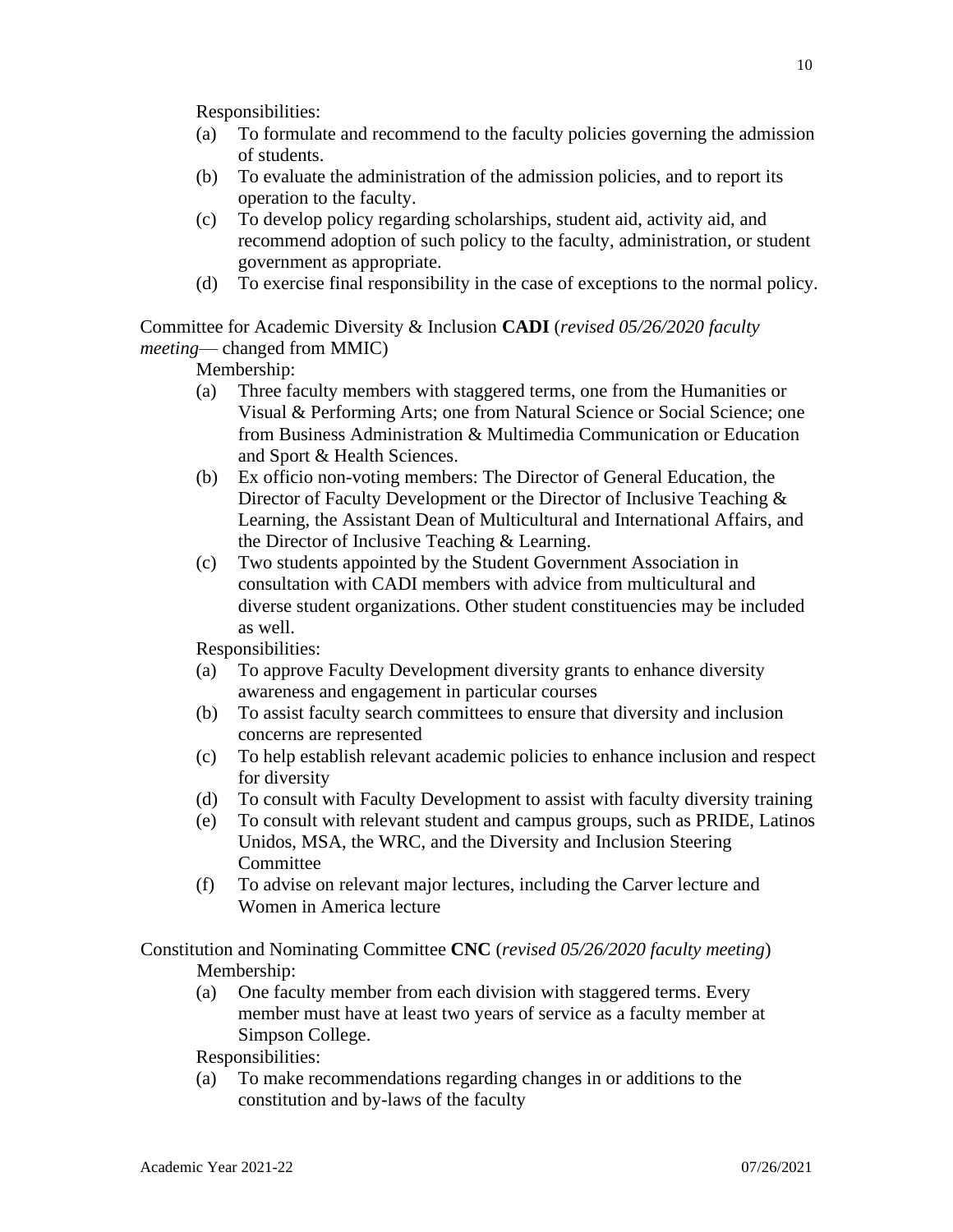Responsibilities:

(a) To formulate and recommend to the faculty policies governing the admission of students.
(b) To evaluate the administration of the admission policies, and to report its operation to the faculty.
(c) To develop policy regarding scholarships, student aid, activity aid, and recommend adoption of such policy to the faculty, administration, or student government as appropriate.
(d) To exercise final responsibility in the case of exceptions to the normal policy.

Committee for Academic Diversity & Inclusion **CADI** (*revised 05/26/2020 faculty meeting*— changed from MMIC)

Membership:

(a) Three faculty members with staggered terms, one from the Humanities or Visual & Performing Arts; one from Natural Science or Social Science; one from Business Administration & Multimedia Communication or Education and Sport & Health Sciences.
(b) Ex officio non-voting members: The Director of General Education, the Director of Faculty Development or the Director of Inclusive Teaching & Learning, the Assistant Dean of Multicultural and International Affairs, and the Director of Inclusive Teaching & Learning.
(c) Two students appointed by the Student Government Association in consultation with CADI members with advice from multicultural and diverse student organizations. Other student constituencies may be included as well.

Responsibilities:

(a) To approve Faculty Development diversity grants to enhance diversity awareness and engagement in particular courses
(b) To assist faculty search committees to ensure that diversity and inclusion concerns are represented
(c) To help establish relevant academic policies to enhance inclusion and respect for diversity
(d) To consult with Faculty Development to assist with faculty diversity training
(e) To consult with relevant student and campus groups, such as PRIDE, Latinos Unidos, MSA, the WRC, and the Diversity and Inclusion Steering Committee
(f) To advise on relevant major lectures, including the Carver lecture and Women in America lecture

Constitution and Nominating Committee **CNC** (*revised 05/26/2020 faculty meeting*)

Membership:

(a) One faculty member from each division with staggered terms. Every member must have at least two years of service as a faculty member at Simpson College.

Responsibilities:

(a) To make recommendations regarding changes in or additions to the constitution and by-laws of the faculty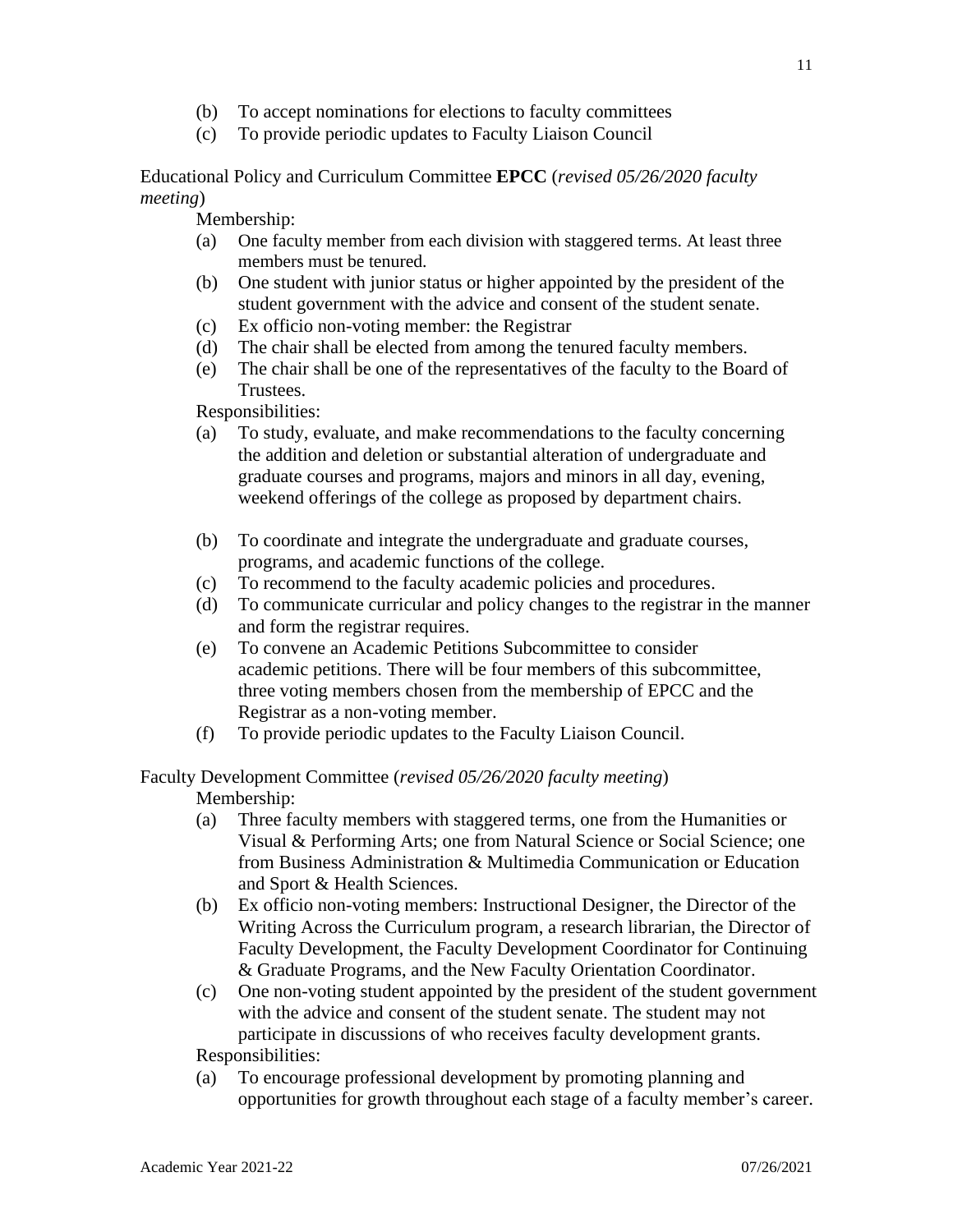(b) To accept nominations for elections to faculty committees
(c) To provide periodic updates to Faculty Liaison Council

Educational Policy and Curriculum Committee **EPCC** (*revised 05/26/2020 faculty meeting*)

Membership:

(a) One faculty member from each division with staggered terms. At least three members must be tenured.
(b) One student with junior status or higher appointed by the president of the student government with the advice and consent of the student senate.
(c) Ex officio non-voting member: the Registrar
(d) The chair shall be elected from among the tenured faculty members.
(e) The chair shall be one of the representatives of the faculty to the Board of Trustees.

Responsibilities:

(a) To study, evaluate, and make recommendations to the faculty concerning the addition and deletion or substantial alteration of undergraduate and graduate courses and programs, majors and minors in all day, evening, weekend offerings of the college as proposed by department chairs.
(b) To coordinate and integrate the undergraduate and graduate courses, programs, and academic functions of the college.
(c) To recommend to the faculty academic policies and procedures.
(d) To communicate curricular and policy changes to the registrar in the manner and form the registrar requires.
(e) To convene an Academic Petitions Subcommittee to consider academic petitions. There will be four members of this subcommittee, three voting members chosen from the membership of EPCC and the Registrar as a non-voting member.
(f) To provide periodic updates to the Faculty Liaison Council.

Faculty Development Committee (*revised 05/26/2020 faculty meeting*)

Membership:

(a) Three faculty members with staggered terms, one from the Humanities or Visual & Performing Arts; one from Natural Science or Social Science; one from Business Administration & Multimedia Communication or Education and Sport & Health Sciences.
(b) Ex officio non-voting members: Instructional Designer, the Director of the Writing Across the Curriculum program, a research librarian, the Director of Faculty Development, the Faculty Development Coordinator for Continuing & Graduate Programs, and the New Faculty Orientation Coordinator.
(c) One non-voting student appointed by the president of the student government with the advice and consent of the student senate. The student may not participate in discussions of who receives faculty development grants.

Responsibilities:

(a) To encourage professional development by promoting planning and opportunities for growth throughout each stage of a faculty member's career.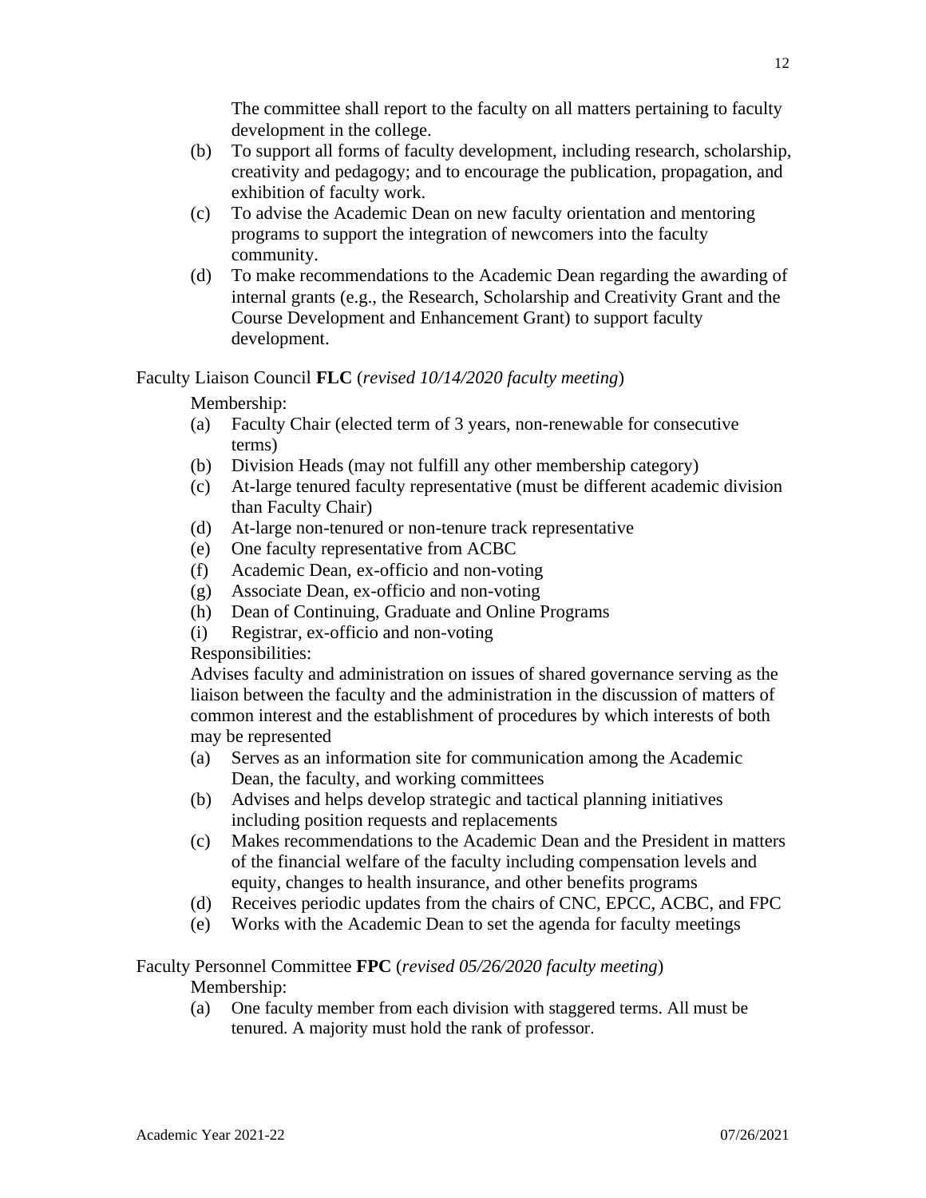The committee shall report to the faculty on all matters pertaining to faculty development in the college.

(b) To support all forms of faculty development, including research, scholarship, creativity and pedagogy; and to encourage the publication, propagation, and exhibition of faculty work.

(c) To advise the Academic Dean on new faculty orientation and mentoring programs to support the integration of newcomers into the faculty community.

(d) To make recommendations to the Academic Dean regarding the awarding of internal grants (e.g., the Research, Scholarship and Creativity Grant and the Course Development and Enhancement Grant) to support faculty development.

Faculty Liaison Council **FLC** (*revised 10/14/2020 faculty meeting*)

Membership:

(a) Faculty Chair (elected term of 3 years, non-renewable for consecutive terms)

(b) Division Heads (may not fulfill any other membership category)

(c) At-large tenured faculty representative (must be different academic division than Faculty Chair)

(d) At-large non-tenured or non-tenure track representative

(e) One faculty representative from ACBC

(f) Academic Dean, ex-officio and non-voting

(g) Associate Dean, ex-officio and non-voting

(h) Dean of Continuing, Graduate and Online Programs

(i) Registrar, ex-officio and non-voting

Responsibilities:

Advises faculty and administration on issues of shared governance serving as the liaison between the faculty and the administration in the discussion of matters of common interest and the establishment of procedures by which interests of both may be represented

(a) Serves as an information site for communication among the Academic Dean, the faculty, and working committees

(b) Advises and helps develop strategic and tactical planning initiatives including position requests and replacements

(c) Makes recommendations to the Academic Dean and the President in matters of the financial welfare of the faculty including compensation levels and equity, changes to health insurance, and other benefits programs

(d) Receives periodic updates from the chairs of CNC, EPCC, ACBC, and FPC

(e) Works with the Academic Dean to set the agenda for faculty meetings

Faculty Personnel Committee **FPC** (*revised 05/26/2020 faculty meeting*)

Membership:

(a) One faculty member from each division with staggered terms. All must be tenured. A majority must hold the rank of professor.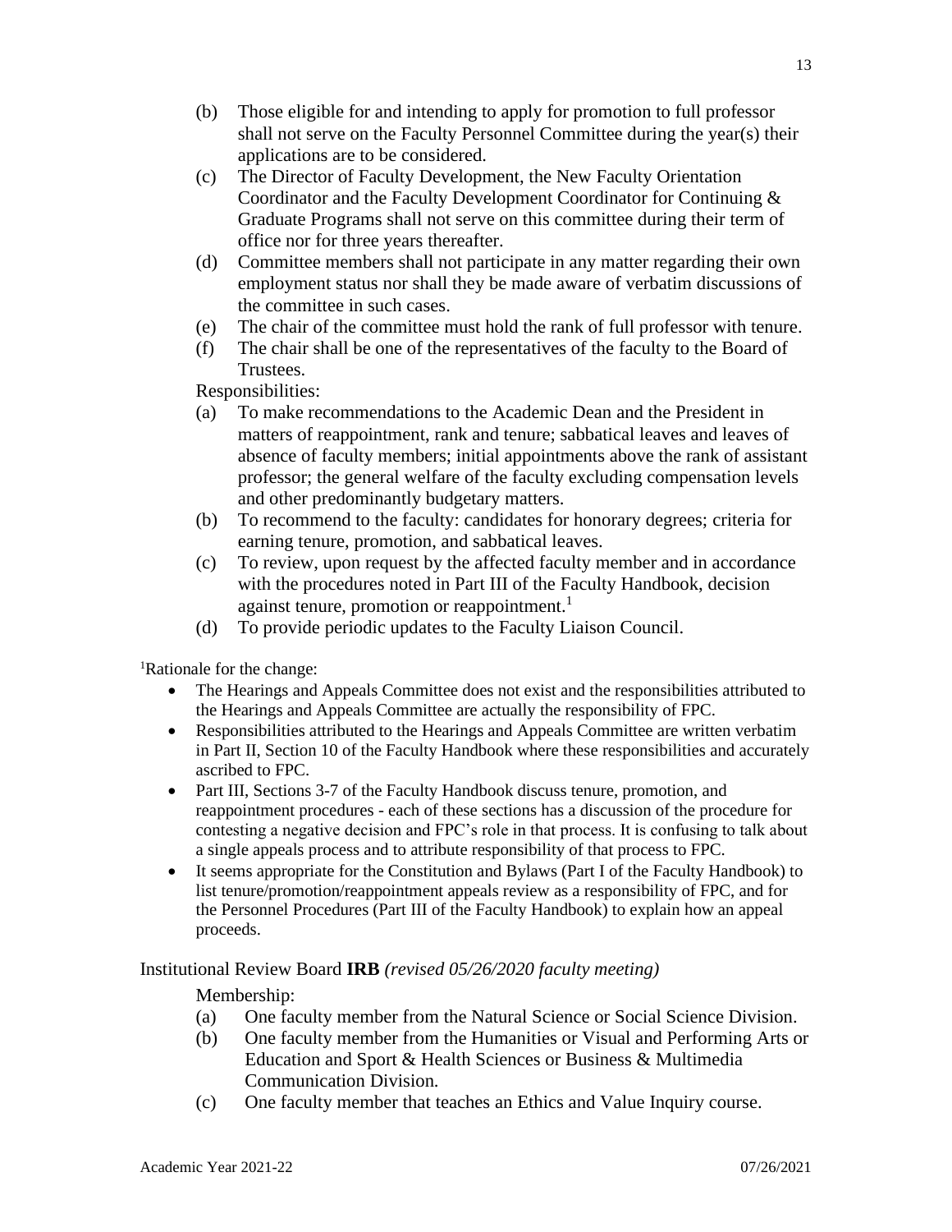(b) Those eligible for and intending to apply for promotion to full professor shall not serve on the Faculty Personnel Committee during the year(s) their applications are to be considered.

(c) The Director of Faculty Development, the New Faculty Orientation Coordinator and the Faculty Development Coordinator for Continuing & Graduate Programs shall not serve on this committee during their term of office nor for three years thereafter.

(d) Committee members shall not participate in any matter regarding their own employment status nor shall they be made aware of verbatim discussions of the committee in such cases.

(e) The chair of the committee must hold the rank of full professor with tenure.

(f) The chair shall be one of the representatives of the faculty to the Board of Trustees.

Responsibilities:

(a) To make recommendations to the Academic Dean and the President in matters of reappointment, rank and tenure; sabbatical leaves and leaves of absence of faculty members; initial appointments above the rank of assistant professor; the general welfare of the faculty excluding compensation levels and other predominantly budgetary matters.

(b) To recommend to the faculty: candidates for honorary degrees; criteria for earning tenure, promotion, and sabbatical leaves.

(c) To review, upon request by the affected faculty member and in accordance with the procedures noted in Part III of the Faculty Handbook, decision against tenure, promotion or reappointment.[1]

(d) To provide periodic updates to the Faculty Liaison Council.

[1]Rationale for the change:

- The Hearings and Appeals Committee does not exist and the responsibilities attributed to the Hearings and Appeals Committee are actually the responsibility of FPC.
- Responsibilities attributed to the Hearings and Appeals Committee are written verbatim in Part II, Section 10 of the Faculty Handbook where these responsibilities and accurately ascribed to FPC.
- Part III, Sections 3-7 of the Faculty Handbook discuss tenure, promotion, and reappointment procedures - each of these sections has a discussion of the procedure for contesting a negative decision and FPC's role in that process. It is confusing to talk about a single appeals process and to attribute responsibility of that process to FPC.
- It seems appropriate for the Constitution and Bylaws (Part I of the Faculty Handbook) to list tenure/promotion/reappointment appeals review as a responsibility of FPC, and for the Personnel Procedures (Part III of the Faculty Handbook) to explain how an appeal proceeds.

Institutional Review Board **IRB** *(revised 05/26/2020 faculty meeting)*

Membership:

(a) One faculty member from the Natural Science or Social Science Division.

(b) One faculty member from the Humanities or Visual and Performing Arts or Education and Sport & Health Sciences or Business & Multimedia Communication Division.

(c) One faculty member that teaches an Ethics and Value Inquiry course.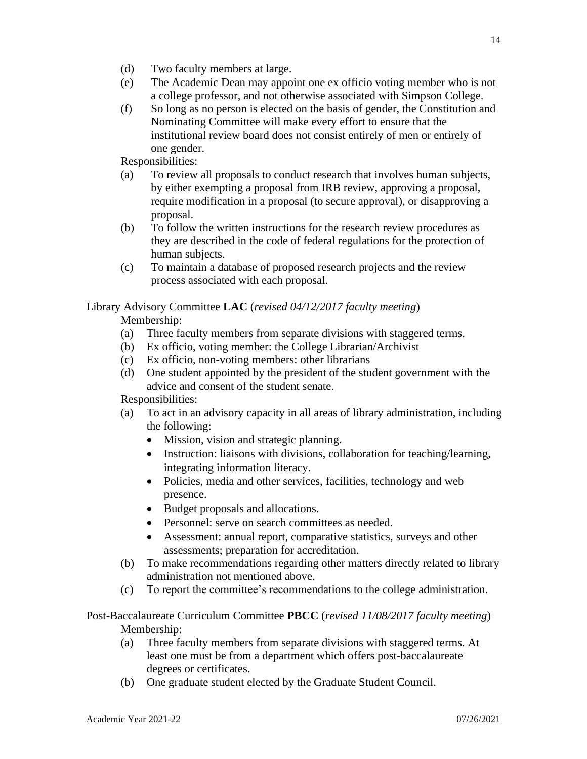(d) Two faculty members at large.

(e) The Academic Dean may appoint one ex officio voting member who is not a college professor, and not otherwise associated with Simpson College.

(f) So long as no person is elected on the basis of gender, the Constitution and Nominating Committee will make every effort to ensure that the institutional review board does not consist entirely of men or entirely of one gender.

Responsibilities:

(a) To review all proposals to conduct research that involves human subjects, by either exempting a proposal from IRB review, approving a proposal, require modification in a proposal (to secure approval), or disapproving a proposal.

(b) To follow the written instructions for the research review procedures as they are described in the code of federal regulations for the protection of human subjects.

(c) To maintain a database of proposed research projects and the review process associated with each proposal.

Library Advisory Committee **LAC** (*revised 04/12/2017 faculty meeting*)

Membership:

(a) Three faculty members from separate divisions with staggered terms.

(b) Ex officio, voting member: the College Librarian/Archivist

(c) Ex officio, non-voting members: other librarians

(d) One student appointed by the president of the student government with the advice and consent of the student senate.

Responsibilities:

(a) To act in an advisory capacity in all areas of library administration, including the following:
- Mission, vision and strategic planning.
- Instruction: liaisons with divisions, collaboration for teaching/learning, integrating information literacy.
- Policies, media and other services, facilities, technology and web presence.
- Budget proposals and allocations.
- Personnel: serve on search committees as needed.
- Assessment: annual report, comparative statistics, surveys and other assessments; preparation for accreditation.

(b) To make recommendations regarding other matters directly related to library administration not mentioned above.

(c) To report the committee's recommendations to the college administration.

Post-Baccalaureate Curriculum Committee **PBCC** (*revised 11/08/2017 faculty meeting*)

Membership:

(a) Three faculty members from separate divisions with staggered terms. At least one must be from a department which offers post-baccalaureate degrees or certificates.

(b) One graduate student elected by the Graduate Student Council.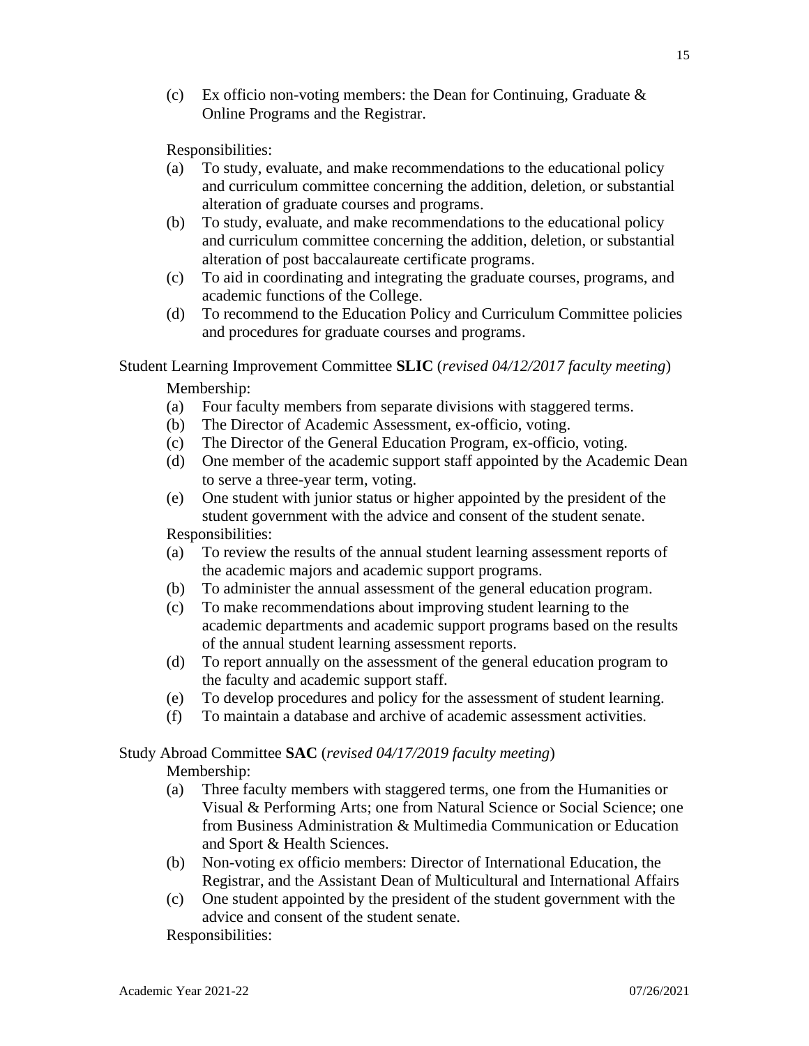(c) Ex officio non-voting members: the Dean for Continuing, Graduate & Online Programs and the Registrar.

Responsibilities:

(a) To study, evaluate, and make recommendations to the educational policy and curriculum committee concerning the addition, deletion, or substantial alteration of graduate courses and programs.
(b) To study, evaluate, and make recommendations to the educational policy and curriculum committee concerning the addition, deletion, or substantial alteration of post baccalaureate certificate programs.
(c) To aid in coordinating and integrating the graduate courses, programs, and academic functions of the College.
(d) To recommend to the Education Policy and Curriculum Committee policies and procedures for graduate courses and programs.

Student Learning Improvement Committee **SLIC** (*revised 04/12/2017 faculty meeting*)

Membership:

(a) Four faculty members from separate divisions with staggered terms.
(b) The Director of Academic Assessment, ex-officio, voting.
(c) The Director of the General Education Program, ex-officio, voting.
(d) One member of the academic support staff appointed by the Academic Dean to serve a three-year term, voting.
(e) One student with junior status or higher appointed by the president of the student government with the advice and consent of the student senate.

Responsibilities:

(a) To review the results of the annual student learning assessment reports of the academic majors and academic support programs.
(b) To administer the annual assessment of the general education program.
(c) To make recommendations about improving student learning to the academic departments and academic support programs based on the results of the annual student learning assessment reports.
(d) To report annually on the assessment of the general education program to the faculty and academic support staff.
(e) To develop procedures and policy for the assessment of student learning.
(f) To maintain a database and archive of academic assessment activities.

Study Abroad Committee **SAC** (*revised 04/17/2019 faculty meeting*)

Membership:

(a) Three faculty members with staggered terms, one from the Humanities or Visual & Performing Arts; one from Natural Science or Social Science; one from Business Administration & Multimedia Communication or Education and Sport & Health Sciences.
(b) Non-voting ex officio members: Director of International Education, the Registrar, and the Assistant Dean of Multicultural and International Affairs
(c) One student appointed by the president of the student government with the advice and consent of the student senate.

Responsibilities: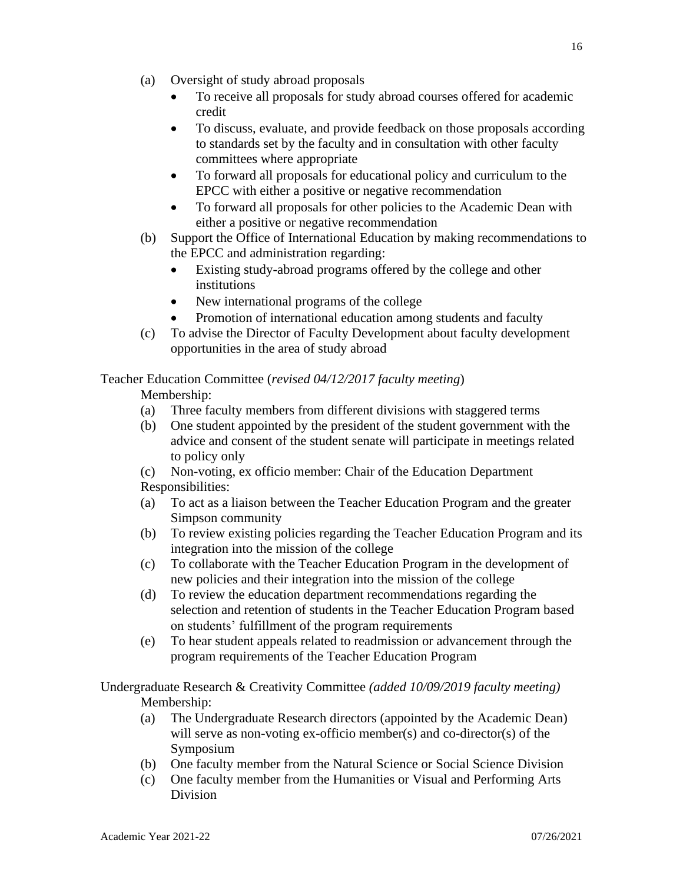- (a) Oversight of study abroad proposals
  - To receive all proposals for study abroad courses offered for academic credit
  - To discuss, evaluate, and provide feedback on those proposals according to standards set by the faculty and in consultation with other faculty committees where appropriate
  - To forward all proposals for educational policy and curriculum to the EPCC with either a positive or negative recommendation
  - To forward all proposals for other policies to the Academic Dean with either a positive or negative recommendation
- (b) Support the Office of International Education by making recommendations to the EPCC and administration regarding:
  - Existing study-abroad programs offered by the college and other institutions
  - New international programs of the college
  - Promotion of international education among students and faculty
- (c) To advise the Director of Faculty Development about faculty development opportunities in the area of study abroad

Teacher Education Committee (*revised 04/12/2017 faculty meeting*)

Membership:

- (a) Three faculty members from different divisions with staggered terms
- (b) One student appointed by the president of the student government with the advice and consent of the student senate will participate in meetings related to policy only
- (c) Non-voting, ex officio member: Chair of the Education Department

Responsibilities:

- (a) To act as a liaison between the Teacher Education Program and the greater Simpson community
- (b) To review existing policies regarding the Teacher Education Program and its integration into the mission of the college
- (c) To collaborate with the Teacher Education Program in the development of new policies and their integration into the mission of the college
- (d) To review the education department recommendations regarding the selection and retention of students in the Teacher Education Program based on students' fulfillment of the program requirements
- (e) To hear student appeals related to readmission or advancement through the program requirements of the Teacher Education Program

Undergraduate Research & Creativity Committee *(added 10/09/2019 faculty meeting)*

Membership:

- (a) The Undergraduate Research directors (appointed by the Academic Dean) will serve as non-voting ex-officio member(s) and co-director(s) of the Symposium
- (b) One faculty member from the Natural Science or Social Science Division
- (c) One faculty member from the Humanities or Visual and Performing Arts Division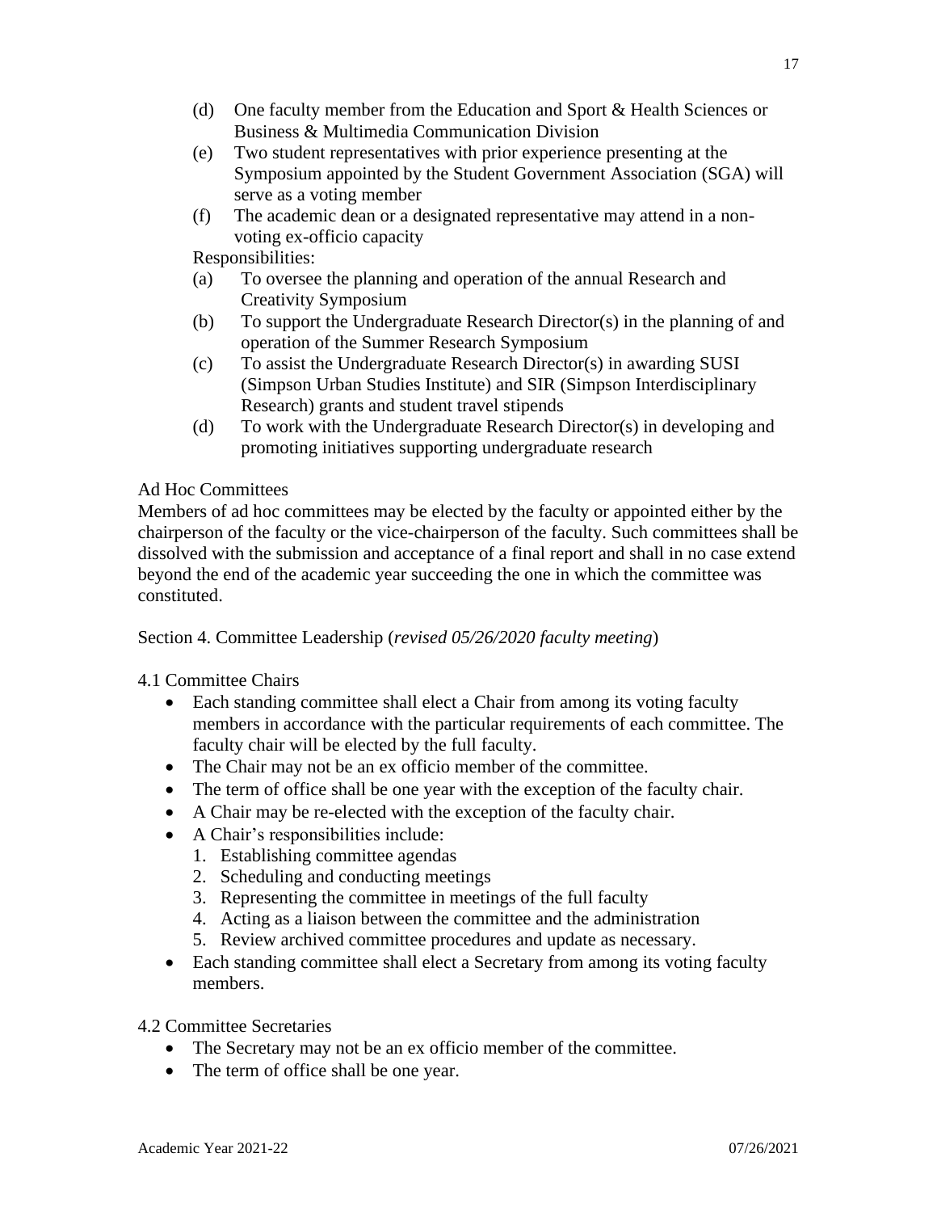(d) One faculty member from the Education and Sport & Health Sciences or Business & Multimedia Communication Division
(e) Two student representatives with prior experience presenting at the Symposium appointed by the Student Government Association (SGA) will serve as a voting member
(f) The academic dean or a designated representative may attend in a non-voting ex-officio capacity

Responsibilities:

(a) To oversee the planning and operation of the annual Research and Creativity Symposium
(b) To support the Undergraduate Research Director(s) in the planning of and operation of the Summer Research Symposium
(c) To assist the Undergraduate Research Director(s) in awarding SUSI (Simpson Urban Studies Institute) and SIR (Simpson Interdisciplinary Research) grants and student travel stipends
(d) To work with the Undergraduate Research Director(s) in developing and promoting initiatives supporting undergraduate research

Ad Hoc Committees

Members of ad hoc committees may be elected by the faculty or appointed either by the chairperson of the faculty or the vice-chairperson of the faculty. Such committees shall be dissolved with the submission and acceptance of a final report and shall in no case extend beyond the end of the academic year succeeding the one in which the committee was constituted.

Section 4. Committee Leadership (*revised 05/26/2020 faculty meeting*)

4.1 Committee Chairs

- Each standing committee shall elect a Chair from among its voting faculty members in accordance with the particular requirements of each committee. The faculty chair will be elected by the full faculty.
- The Chair may not be an ex officio member of the committee.
- The term of office shall be one year with the exception of the faculty chair.
- A Chair may be re-elected with the exception of the faculty chair.
- A Chair's responsibilities include:
  1. Establishing committee agendas
  2. Scheduling and conducting meetings
  3. Representing the committee in meetings of the full faculty
  4. Acting as a liaison between the committee and the administration
  5. Review archived committee procedures and update as necessary.
- Each standing committee shall elect a Secretary from among its voting faculty members.

4.2 Committee Secretaries

- The Secretary may not be an ex officio member of the committee.
- The term of office shall be one year.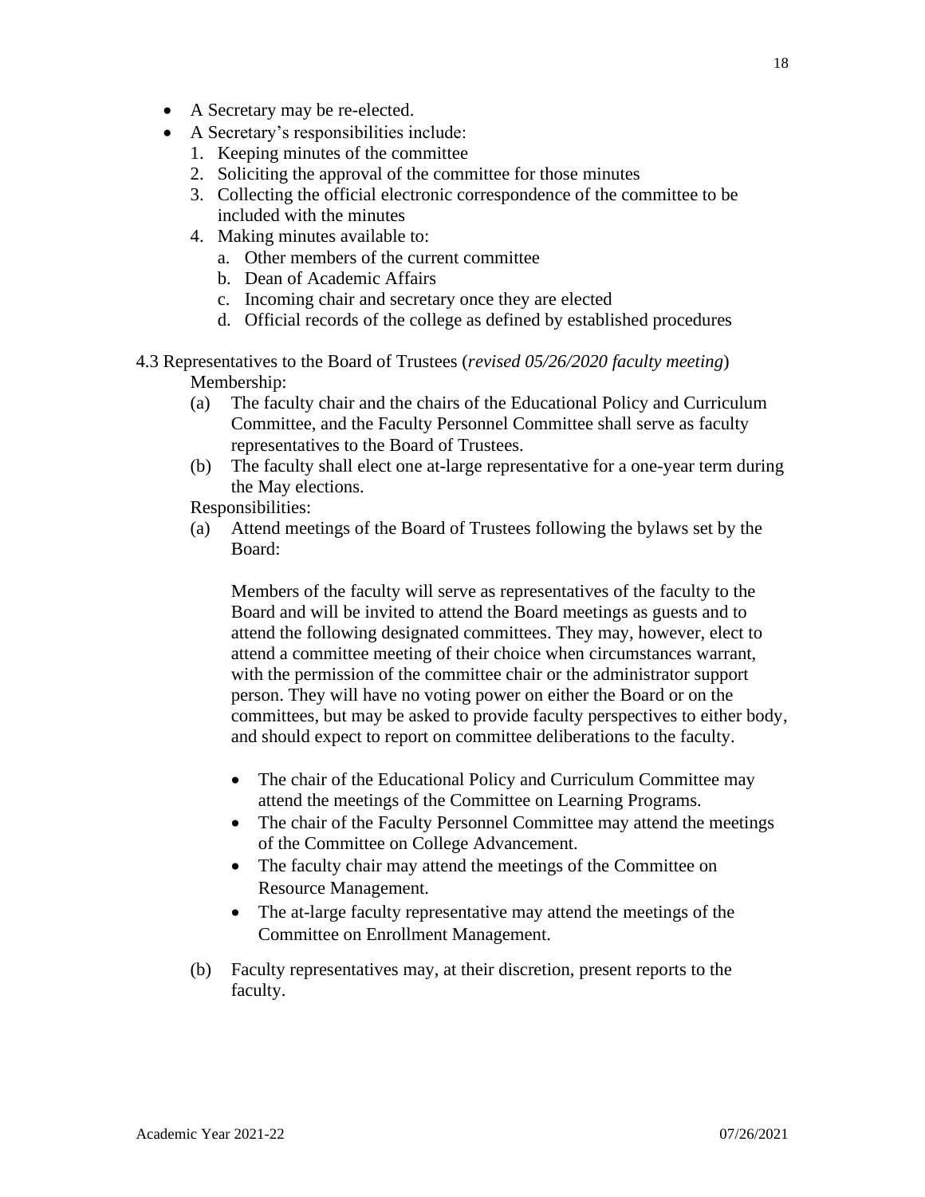- A Secretary may be re-elected.
- A Secretary's responsibilities include:
  1. Keeping minutes of the committee
  2. Soliciting the approval of the committee for those minutes
  3. Collecting the official electronic correspondence of the committee to be included with the minutes
  4. Making minutes available to:
     a. Other members of the current committee
     b. Dean of Academic Affairs
     c. Incoming chair and secretary once they are elected
     d. Official records of the college as defined by established procedures

4.3 Representatives to the Board of Trustees (*revised 05/26/2020 faculty meeting*)

Membership:

(a) The faculty chair and the chairs of the Educational Policy and Curriculum Committee, and the Faculty Personnel Committee shall serve as faculty representatives to the Board of Trustees.

(b) The faculty shall elect one at-large representative for a one-year term during the May elections.

Responsibilities:

(a) Attend meetings of the Board of Trustees following the bylaws set by the Board:

> Members of the faculty will serve as representatives of the faculty to the Board and will be invited to attend the Board meetings as guests and to attend the following designated committees. They may, however, elect to attend a committee meeting of their choice when circumstances warrant, with the permission of the committee chair or the administrator support person. They will have no voting power on either the Board or on the committees, but may be asked to provide faculty perspectives to either body, and should expect to report on committee deliberations to the faculty.
>
> - The chair of the Educational Policy and Curriculum Committee may attend the meetings of the Committee on Learning Programs.
> - The chair of the Faculty Personnel Committee may attend the meetings of the Committee on College Advancement.
> - The faculty chair may attend the meetings of the Committee on Resource Management.
> - The at-large faculty representative may attend the meetings of the Committee on Enrollment Management.

(b) Faculty representatives may, at their discretion, present reports to the faculty.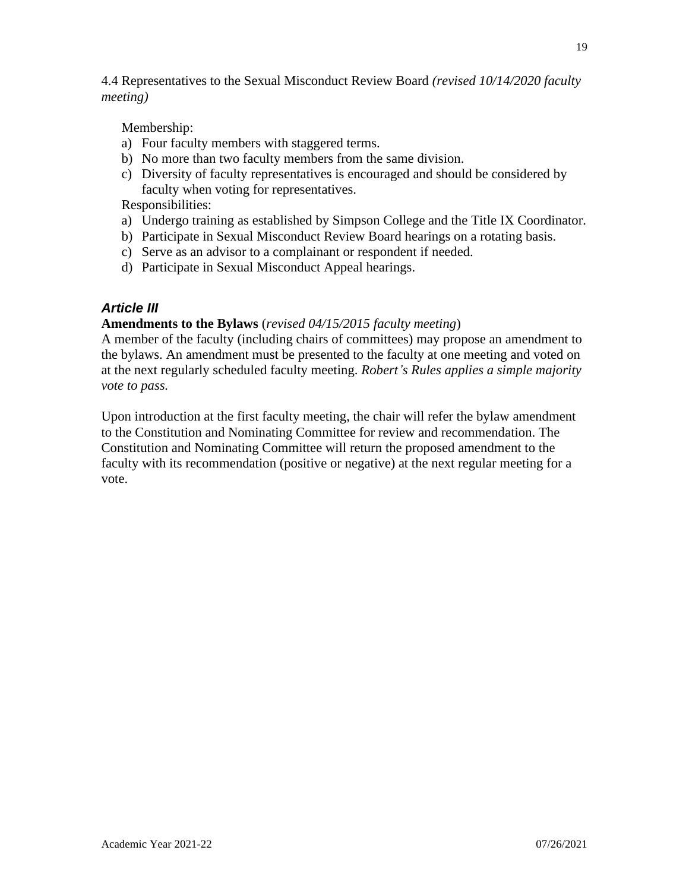4.4 Representatives to the Sexual Misconduct Review Board *(revised 10/14/2020 faculty meeting)*

Membership:

a) Four faculty members with staggered terms.
b) No more than two faculty members from the same division.
c) Diversity of faculty representatives is encouraged and should be considered by faculty when voting for representatives.

Responsibilities:

a) Undergo training as established by Simpson College and the Title IX Coordinator.
b) Participate in Sexual Misconduct Review Board hearings on a rotating basis.
c) Serve as an advisor to a complainant or respondent if needed.
d) Participate in Sexual Misconduct Appeal hearings.

## *Article III*

**Amendments to the Bylaws** (*revised 04/15/2015 faculty meeting*)

A member of the faculty (including chairs of committees) may propose an amendment to the bylaws. An amendment must be presented to the faculty at one meeting and voted on at the next regularly scheduled faculty meeting. *Robert's Rules applies a simple majority vote to pass.*

Upon introduction at the first faculty meeting, the chair will refer the bylaw amendment to the Constitution and Nominating Committee for review and recommendation. The Constitution and Nominating Committee will return the proposed amendment to the faculty with its recommendation (positive or negative) at the next regular meeting for a vote.